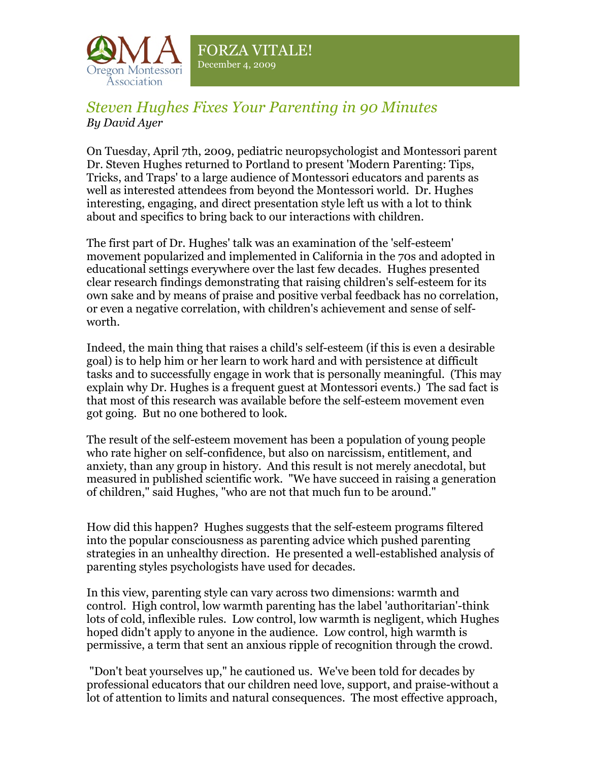FORZA VITALE!

December 4, 2009

## *Steven Hughes Fixes Your Parenting in 90 Minutes*

*By David Ayer*

On Tuesday, April 7th, 2009, pediatric neuropsychologist and Montessori parent Dr. Steven Hughes returned to Portland to present 'Modern Parenting: Tips, Tricks, and Traps' to a large audience of Montessori educators and parents as well as interested attendees from beyond the Montessori world. Dr. Hughes interesting, engaging, and direct presentation style left us with a lot to think about and specifics to bring back to our interactions with children.

The first part of Dr. Hughes' talk was an examination of the 'self-esteem' movement popularized and implemented in California in the 70s and adopted in educational settings everywhere over the last few decades. Hughes presented clear research findings demonstrating that raising children's self-esteem for its own sake and by means of praise and positive verbal feedback has no correlation, or even a negative correlation, with children's achievement and sense of self-worth.

Indeed, the main thing that raises a child's self-esteem (if this is even a desirable goal) is to help him or her learn to work hard and with persistence at difficult tasks and to successfully engage in work that is personally meaningful. (This may explain why Dr. Hughes is a frequent guest at Montessori events.) The sad fact is that most of this research was available before the self-esteem movement even got going. But no one bothered to look.

The result of the self-esteem movement has been a population of young people who rate higher on self-confidence, but also on narcissism, entitlement, and anxiety, than any group in history. And this result is not merely anecdotal, but measured in published scientific work. "We have succeed in raising a generation of children," said Hughes, "who are not that much fun to be around."

How did this happen? Hughes suggests that the self-esteem programs filtered into the popular consciousness as parenting advice which pushed parenting strategies in an unhealthy direction. He presented a well-established analysis of parenting styles psychologists have used for decades.

In this view, parenting style can vary across two dimensions: warmth and control. High control, low warmth parenting has the label 'authoritarian'-think lots of cold, inflexible rules. Low control, low warmth is negligent, which Hughes hoped didn't apply to anyone in the audience. Low control, high warmth is permissive, a term that sent an anxious ripple of recognition through the crowd.

"Don't beat yourselves up," he cautioned us. We've been told for decades by professional educators that our children need love, support, and praise-without a lot of attention to limits and natural consequences. The most effective approach,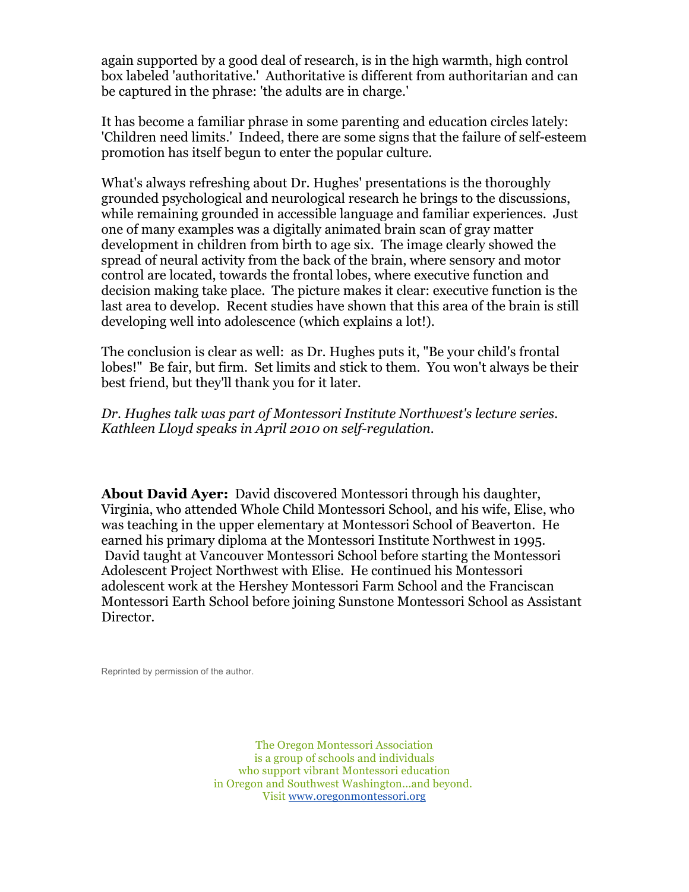again supported by a good deal of research, is in the high warmth, high control box labeled 'authoritative.' Authoritative is different from authoritarian and can be captured in the phrase: 'the adults are in charge.'

It has become a familiar phrase in some parenting and education circles lately: 'Children need limits.' Indeed, there are some signs that the failure of self-esteem promotion has itself begun to enter the popular culture.

What's always refreshing about Dr. Hughes' presentations is the thoroughly grounded psychological and neurological research he brings to the discussions, while remaining grounded in accessible language and familiar experiences. Just one of many examples was a digitally animated brain scan of gray matter development in children from birth to age six. The image clearly showed the spread of neural activity from the back of the brain, where sensory and motor control are located, towards the frontal lobes, where executive function and decision making take place. The picture makes it clear: executive function is the last area to develop. Recent studies have shown that this area of the brain is still developing well into adolescence (which explains a lot!).

The conclusion is clear as well: as Dr. Hughes puts it, "Be your child's frontal lobes!" Be fair, but firm. Set limits and stick to them. You won't always be their best friend, but they'll thank you for it later.

*Dr. Hughes talk was part of Montessori Institute Northwest's lecture series. Kathleen Lloyd speaks in April 2010 on self-regulation.*

**About David Ayer:** David discovered Montessori through his daughter, Virginia, who attended Whole Child Montessori School, and his wife, Elise, who was teaching in the upper elementary at Montessori School of Beaverton. He earned his primary diploma at the Montessori Institute Northwest in 1995. David taught at Vancouver Montessori School before starting the Montessori Adolescent Project Northwest with Elise. He continued his Montessori adolescent work at the Hershey Montessori Farm School and the Franciscan Montessori Earth School before joining Sunstone Montessori School as Assistant Director.

Reprinted by permission of the author.

The Oregon Montessori Association
is a group of schools and individuals
who support vibrant Montessori education
in Oregon and Southwest Washington...and beyond.
Visit [www.oregonmontessori.org](www.oregonmontessori.org)